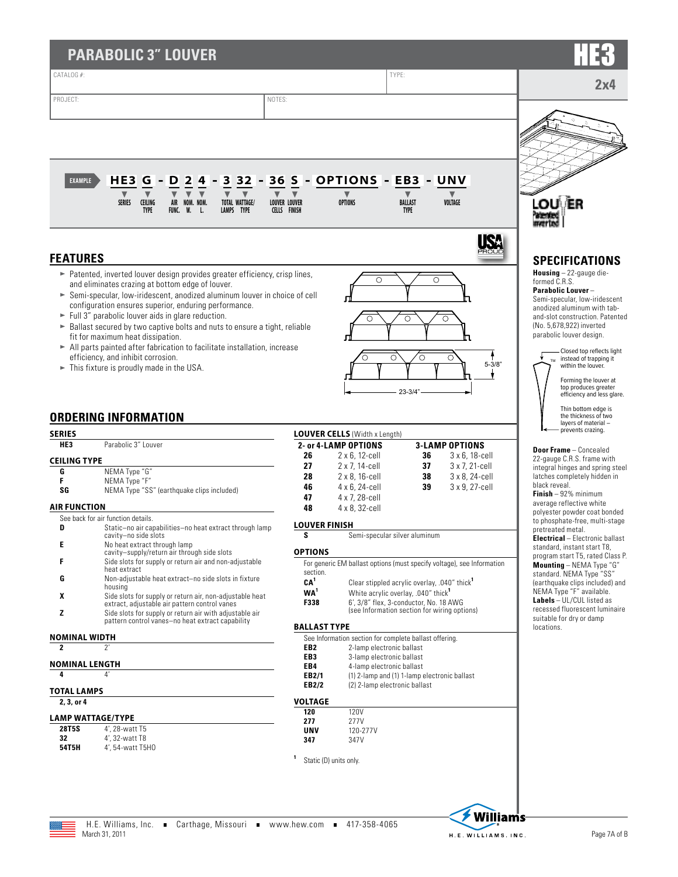# PARABOLIC 3" LOUVER

# HE3

## 2x4

CATALOG #:

TYPE:

PROJECT:

NOTES:

**EXAMPLE** HE3 G - D 2 4 - 3 32 - 36 S - OPTIONS - EB3 - UNV

| HE3 | G | D | 2 | 4 | 3 | 32 | 36 | S | OPTIONS | EB3 | UNV |
|---|---|---|---|---|---|---|---|---|---|---|---|
| SERIES | CEILING TYPE | AIR FUNC. | NOM. W. | NOM. L. | TOTAL LAMPS | WATTAGE/ TYPE | LOUVER CELLS | LOUVER FINISH | OPTIONS | BALLAST TYPE | VOLTAGE |

## FEATURES

- Patented, inverted louver design provides greater efficiency, crisp lines, and eliminates crazing at bottom edge of louver.
- Semi-specular, low-iridescent, anodized aluminum louver in choice of cell configuration ensures superior, enduring performance.
- Full 3" parabolic louver aids in glare reduction.
- Ballast secured by two captive bolts and nuts to ensure a tight, reliable fit for maximum heat dissipation.
- All parts painted after fabrication to facilitate installation, increase efficiency, and inhibit corrosion.
- This fixture is proudly made in the USA.

5-3/8"

23-3/4"

## ORDERING INFORMATION

### SERIES

| | |
|---|---|
| HE3 | Parabolic 3" Louver |

### CEILING TYPE

| | |
|---|---|
| G | NEMA Type "G" |
| F | NEMA Type "F" |
| SG | NEMA Type "SS" (earthquake clips included) |

### AIR FUNCTION

See back for air function details.

| | |
|---|---|
| D | Static–no air capabilities–no heat extract through lamp cavity–no side slots |
| E | No heat extract through lamp cavity–supply/return air through side slots |
| F | Side slots for supply or return air and non-adjustable heat extract |
| G | Non-adjustable heat extract–no side slots in fixture housing |
| X | Side slots for supply or return air, non-adjustable heat extract, adjustable air pattern control vanes |
| Z | Side slots for supply or return air with adjustable air pattern control vanes–no heat extract capability |

### NOMINAL WIDTH

| | |
|---|---|
| 2 | 2' |

### NOMINAL LENGTH

| | |
|---|---|
| 4 | 4' |

### TOTAL LAMPS

**2, 3, or 4**

### LAMP WATTAGE/TYPE

| | |
|---|---|
| 28T5S | 4', 28-watt T5 |
| 32 | 4', 32-watt T8 |
| 54T5H | 4', 54-watt T5HO |

### LOUVER CELLS (Width x Length)

| 2- or 4-LAMP OPTIONS | | 3-LAMP OPTIONS | |
|---|---|---|---|
| 26 | 2 x 6, 12-cell | 36 | 3 x 6, 18-cell |
| 27 | 2 x 7, 14-cell | 37 | 3 x 7, 21-cell |
| 28 | 2 x 8, 16-cell | 38 | 3 x 8, 24-cell |
| 46 | 4 x 6, 24-cell | 39 | 3 x 9, 27-cell |
| 47 | 4 x 7, 28-cell | | |
| 48 | 4 x 8, 32-cell | | |

### LOUVER FINISH

| | |
|---|---|
| S | Semi-specular silver aluminum |

### OPTIONS

For generic EM ballast options (must specify voltage), see Information section.

| | |
|---|---|
| CA[1] | Clear stippled acrylic overlay, .040" thick[1] |
| WA[1] | White acrylic overlay, .040" thick[1] |
| F338 | 6', 3/8" flex, 3-conductor, No. 18 AWG (see Information section for wiring options) |

### BALLAST TYPE

See Information section for complete ballast offering.

| | |
|---|---|
| EB2 | 2-lamp electronic ballast |
| EB3 | 3-lamp electronic ballast |
| EB4 | 4-lamp electronic ballast |
| EB2/1 | (1) 2-lamp and (1) 1-lamp electronic ballast |
| EB2/2 | (2) 2-lamp electronic ballast |

### VOLTAGE

| | |
|---|---|
| 120 | 120V |
| 277 | 277V |
| UNV | 120-277V |
| 347 | 347V |

[1] Static (D) units only.

## SPECIFICATIONS

**Housing** – 22-gauge die-formed C.R.S.

**Parabolic Louver** – Semi-specular, low-iridescent anodized aluminum with tab-and-slot construction. Patented (No. 5,678,922) inverted parabolic louver design.

Closed top reflects light instead of trapping it within the louver.

Forming the louver at top produces greater efficiency and less glare.

Thin bottom edge is the thickness of two layers of material – prevents crazing.

**Door Frame** – Concealed 22-gauge C.R.S. frame with integral hinges and spring steel latches completely hidden in black reveal.

**Finish** – 92% minimum average reflective white polyester powder coat bonded to phosphate-free, multi-stage pretreated metal.

**Electrical** – Electronic ballast standard, instant start T8, program start T5, rated Class P.

**Mounting** – NEMA Type "G" standard. NEMA Type "SS" (earthquake clips included) and NEMA Type "F" available.

**Labels** – UL/CUL listed as recessed fluorescent luminaire suitable for dry or damp locations.

H.E. Williams, Inc. ■ Carthage, Missouri ■ www.hew.com ■ 417-358-4065
March 31, 2011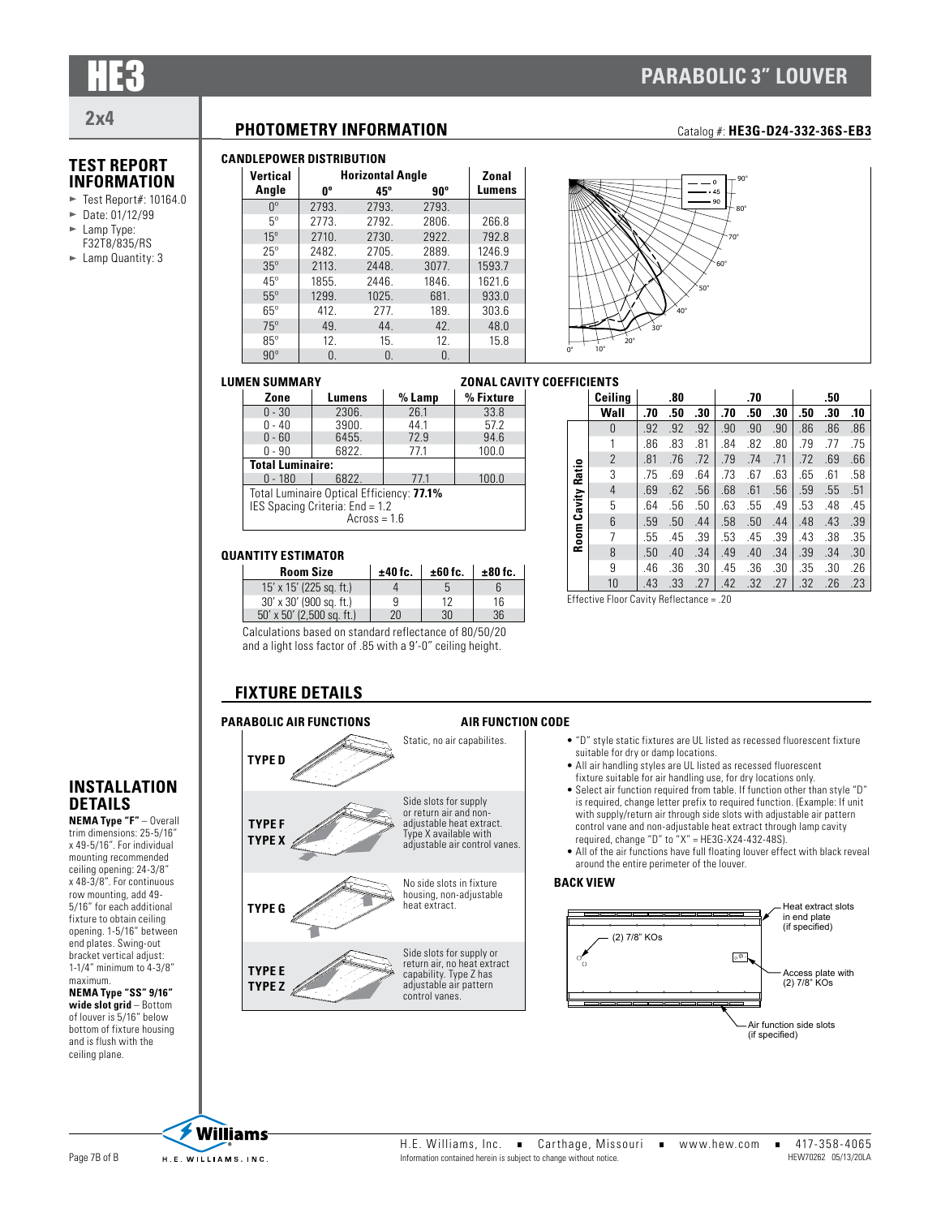# HE3

## PARABOLIC 3" LOUVER

**2x4**

## TEST REPORT INFORMATION

- Test Report#: 10164.0
- Date: 01/12/99
- Lamp Type: F32T8/835/RS
- Lamp Quantity: 3

## PHOTOMETRY INFORMATION

Catalog #: **HE3G-D24-332-36S-EB3**

### CANDLEPOWER DISTRIBUTION

| Vertical Angle | Horizontal Angle 0° | 45° | 90° | Zonal Lumens |
|---|---|---|---|---|
| 0° | 2793. | 2793. | 2793. | |
| 5° | 2773. | 2792. | 2806. | 266.8 |
| 15° | 2710. | 2730. | 2922. | 792.8 |
| 25° | 2482. | 2705. | 2889. | 1246.9 |
| 35° | 2113. | 2448. | 3077. | 1593.7 |
| 45° | 1855. | 2446. | 1846. | 1621.6 |
| 55° | 1299. | 1025. | 681. | 933.0 |
| 65° | 412. | 277. | 189. | 303.6 |
| 75° | 49. | 44. | 42. | 48.0 |
| 85° | 12. | 15. | 12. | 15.8 |
| 90° | 0. | 0. | 0. | |

0
45
90
90°
80°
70°
60°
50°
40°
30°
20°
10°
0°

### LUMEN SUMMARY

| Zone | Lumens | % Lamp | % Fixture |
|---|---|---|---|
| 0 - 30 | 2306. | 26.1 | 33.8 |
| 0 - 40 | 3900. | 44.1 | 57.2 |
| 0 - 60 | 6455. | 72.9 | 94.6 |
| 0 - 90 | 6822. | 77.1 | 100.0 |
| **Total Luminaire:** | | | |
| 0 - 180 | 6822. | 77.1 | 100.0 |

Total Luminaire Optical Efficiency: **77.1%**
IES Spacing Criteria: End = 1.2
Across = 1.6

### ZONAL CAVITY COEFFICIENTS

| Ceiling | .80 | | | .70 | | | .50 | | |
|---|---|---|---|---|---|---|---|---|---|
| Wall | .70 | .50 | .30 | .70 | .50 | .30 | .50 | .30 | .10 |
| Room Cavity Ratio 0 | .92 | .92 | .92 | .90 | .90 | .90 | .86 | .86 | .86 |
| 1 | .86 | .83 | .81 | .84 | .82 | .80 | .79 | .77 | .75 |
| 2 | .81 | .76 | .72 | .79 | .74 | .71 | .72 | .69 | .66 |
| 3 | .75 | .69 | .64 | .73 | .67 | .63 | .65 | .61 | .58 |
| 4 | .69 | .62 | .56 | .68 | .61 | .56 | .59 | .55 | .51 |
| 5 | .64 | .56 | .50 | .63 | .55 | .49 | .53 | .48 | .45 |
| 6 | .59 | .50 | .44 | .58 | .50 | .44 | .48 | .43 | .39 |
| 7 | .55 | .45 | .39 | .53 | .45 | .39 | .43 | .38 | .35 |
| 8 | .50 | .40 | .34 | .49 | .40 | .34 | .39 | .34 | .30 |
| 9 | .46 | .36 | .30 | .45 | .36 | .30 | .35 | .30 | .26 |
| 10 | .43 | .33 | .27 | .42 | .32 | .27 | .32 | .26 | .23 |

Effective Floor Cavity Reflectance = .20

### QUANTITY ESTIMATOR

| Room Size | ±40 fc. | ±60 fc. | ±80 fc. |
|---|---|---|---|
| 15' x 15' (225 sq. ft.) | 4 | 5 | 6 |
| 30' x 30' (900 sq. ft.) | 9 | 12 | 16 |
| 50' x 50' (2,500 sq. ft.) | 20 | 30 | 36 |

Calculations based on standard reflectance of 80/50/20 and a light loss factor of .85 with a 9'-0" ceiling height.

## FIXTURE DETAILS

### PARABOLIC AIR FUNCTIONS / AIR FUNCTION CODE

| Type | Description |
|---|---|
| TYPE D | Static, no air capabilites. |
| TYPE F, TYPE X | Side slots for supply or return air and non-adjustable heat extract. Type X available with adjustable air control vanes. |
| TYPE G | No side slots in fixture housing, non-adjustable heat extract. |
| TYPE E, TYPE Z | Side slots for supply or return air, no heat extract capability. Type Z has adjustable air pattern control vanes. |

- "D" style static fixtures are UL listed as recessed fluorescent fixture suitable for dry or damp locations.
- All air handling styles are UL listed as recessed fluorescent fixture suitable for air handling use, for dry locations only.
- Select air function required from table. If function other than style "D" is required, change letter prefix to required function. (Example: If unit with supply/return air through side slots with adjustable air pattern control vane and non-adjustable heat extract through lamp cavity required, change "D" to "X" = HE3G-X24-432-48S).
- All of the air functions have full floating louver effect with black reveal around the entire perimeter of the louver.

### BACK VIEW

(2) 7/8" KOs
Heat extract slots in end plate (if specified)
Access plate with (2) 7/8" KOs
Air function side slots (if specified)

## INSTALLATION DETAILS

**NEMA Type "F"** – Overall trim dimensions: 25-5/16" x 49-5/16". For individual mounting recommended ceiling opening: 24-3/8" x 48-3/8". For continuous row mounting, add 49-5/16" for each additional fixture to obtain ceiling opening. 1-5/16" between end plates. Swing-out bracket vertical adjust: 1-1/4" minimum to 4-3/8" maximum.

**NEMA Type "SS" 9/16" wide slot grid** – Bottom of louver is 5/16" below bottom of fixture housing and is flush with the ceiling plane.

H.E. Williams, Inc. ■ Carthage, Missouri ■ www.hew.com ■ 417-358-4065
Information contained herein is subject to change without notice.
HEW70262 05/13/20LA